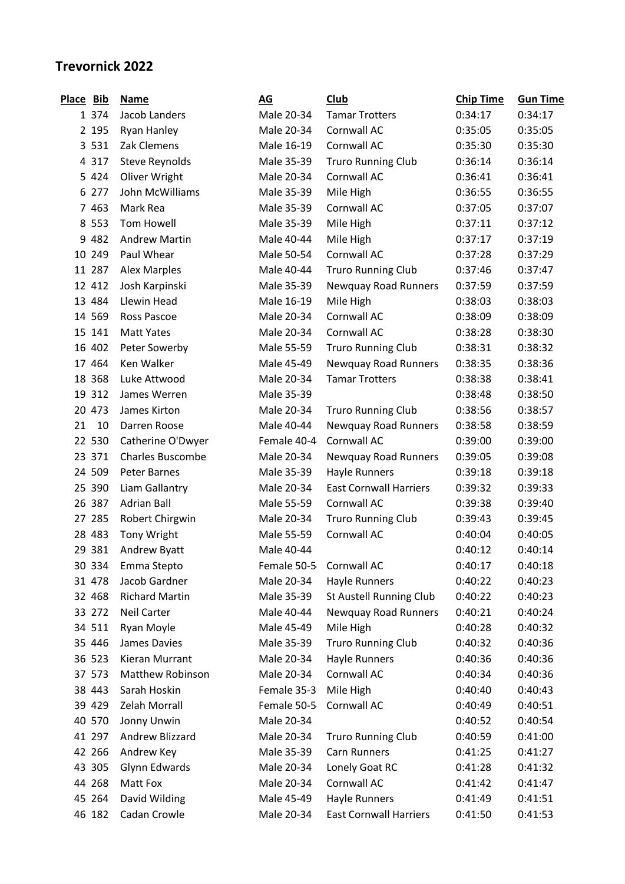# Trevornick 2022

| Place | Bib | Name | AG | Club | Chip Time | Gun Time |
|---|---|---|---|---|---|---|
| 1 | 374 | Jacob Landers | Male 20-34 | Tamar Trotters | 0:34:17 | 0:34:17 |
| 2 | 195 | Ryan Hanley | Male 20-34 | Cornwall AC | 0:35:05 | 0:35:05 |
| 3 | 531 | Zak Clemens | Male 16-19 | Cornwall AC | 0:35:30 | 0:35:30 |
| 4 | 317 | Steve Reynolds | Male 35-39 | Truro Running Club | 0:36:14 | 0:36:14 |
| 5 | 424 | Oliver Wright | Male 20-34 | Cornwall AC | 0:36:41 | 0:36:41 |
| 6 | 277 | John McWilliams | Male 35-39 | Mile High | 0:36:55 | 0:36:55 |
| 7 | 463 | Mark Rea | Male 35-39 | Cornwall AC | 0:37:05 | 0:37:07 |
| 8 | 553 | Tom Howell | Male 35-39 | Mile High | 0:37:11 | 0:37:12 |
| 9 | 482 | Andrew Martin | Male 40-44 | Mile High | 0:37:17 | 0:37:19 |
| 10 | 249 | Paul Whear | Male 50-54 | Cornwall AC | 0:37:28 | 0:37:29 |
| 11 | 287 | Alex Marples | Male 40-44 | Truro Running Club | 0:37:46 | 0:37:47 |
| 12 | 412 | Josh Karpinski | Male 35-39 | Newquay Road Runners | 0:37:59 | 0:37:59 |
| 13 | 484 | Llewin Head | Male 16-19 | Mile High | 0:38:03 | 0:38:03 |
| 14 | 569 | Ross Pascoe | Male 20-34 | Cornwall AC | 0:38:09 | 0:38:09 |
| 15 | 141 | Matt Yates | Male 20-34 | Cornwall AC | 0:38:28 | 0:38:30 |
| 16 | 402 | Peter Sowerby | Male 55-59 | Truro Running Club | 0:38:31 | 0:38:32 |
| 17 | 464 | Ken Walker | Male 45-49 | Newquay Road Runners | 0:38:35 | 0:38:36 |
| 18 | 368 | Luke Attwood | Male 20-34 | Tamar Trotters | 0:38:38 | 0:38:41 |
| 19 | 312 | James Werren | Male 35-39 | | 0:38:48 | 0:38:50 |
| 20 | 473 | James Kirton | Male 20-34 | Truro Running Club | 0:38:56 | 0:38:57 |
| 21 | 10 | Darren Roose | Male 40-44 | Newquay Road Runners | 0:38:58 | 0:38:59 |
| 22 | 530 | Catherine O'Dwyer | Female 40-4 | Cornwall AC | 0:39:00 | 0:39:00 |
| 23 | 371 | Charles Buscombe | Male 20-34 | Newquay Road Runners | 0:39:05 | 0:39:08 |
| 24 | 509 | Peter Barnes | Male 35-39 | Hayle Runners | 0:39:18 | 0:39:18 |
| 25 | 390 | Liam Gallantry | Male 20-34 | East Cornwall Harriers | 0:39:32 | 0:39:33 |
| 26 | 387 | Adrian Ball | Male 55-59 | Cornwall AC | 0:39:38 | 0:39:40 |
| 27 | 285 | Robert Chirgwin | Male 20-34 | Truro Running Club | 0:39:43 | 0:39:45 |
| 28 | 483 | Tony Wright | Male 55-59 | Cornwall AC | 0:40:04 | 0:40:05 |
| 29 | 381 | Andrew Byatt | Male 40-44 | | 0:40:12 | 0:40:14 |
| 30 | 334 | Emma Stepto | Female 50-5 | Cornwall AC | 0:40:17 | 0:40:18 |
| 31 | 478 | Jacob Gardner | Male 20-34 | Hayle Runners | 0:40:22 | 0:40:23 |
| 32 | 468 | Richard Martin | Male 35-39 | St Austell Running Club | 0:40:22 | 0:40:23 |
| 33 | 272 | Neil Carter | Male 40-44 | Newquay Road Runners | 0:40:21 | 0:40:24 |
| 34 | 511 | Ryan Moyle | Male 45-49 | Mile High | 0:40:28 | 0:40:32 |
| 35 | 446 | James Davies | Male 35-39 | Truro Running Club | 0:40:32 | 0:40:36 |
| 36 | 523 | Kieran Murrant | Male 20-34 | Hayle Runners | 0:40:36 | 0:40:36 |
| 37 | 573 | Matthew Robinson | Male 20-34 | Cornwall AC | 0:40:34 | 0:40:36 |
| 38 | 443 | Sarah Hoskin | Female 35-3 | Mile High | 0:40:40 | 0:40:43 |
| 39 | 429 | Zelah Morrall | Female 50-5 | Cornwall AC | 0:40:49 | 0:40:51 |
| 40 | 570 | Jonny Unwin | Male 20-34 | | 0:40:52 | 0:40:54 |
| 41 | 297 | Andrew Blizzard | Male 20-34 | Truro Running Club | 0:40:59 | 0:41:00 |
| 42 | 266 | Andrew Key | Male 35-39 | Carn Runners | 0:41:25 | 0:41:27 |
| 43 | 305 | Glynn Edwards | Male 20-34 | Lonely Goat RC | 0:41:28 | 0:41:32 |
| 44 | 268 | Matt Fox | Male 20-34 | Cornwall AC | 0:41:42 | 0:41:47 |
| 45 | 264 | David Wilding | Male 45-49 | Hayle Runners | 0:41:49 | 0:41:51 |
| 46 | 182 | Cadan Crowle | Male 20-34 | East Cornwall Harriers | 0:41:50 | 0:41:53 |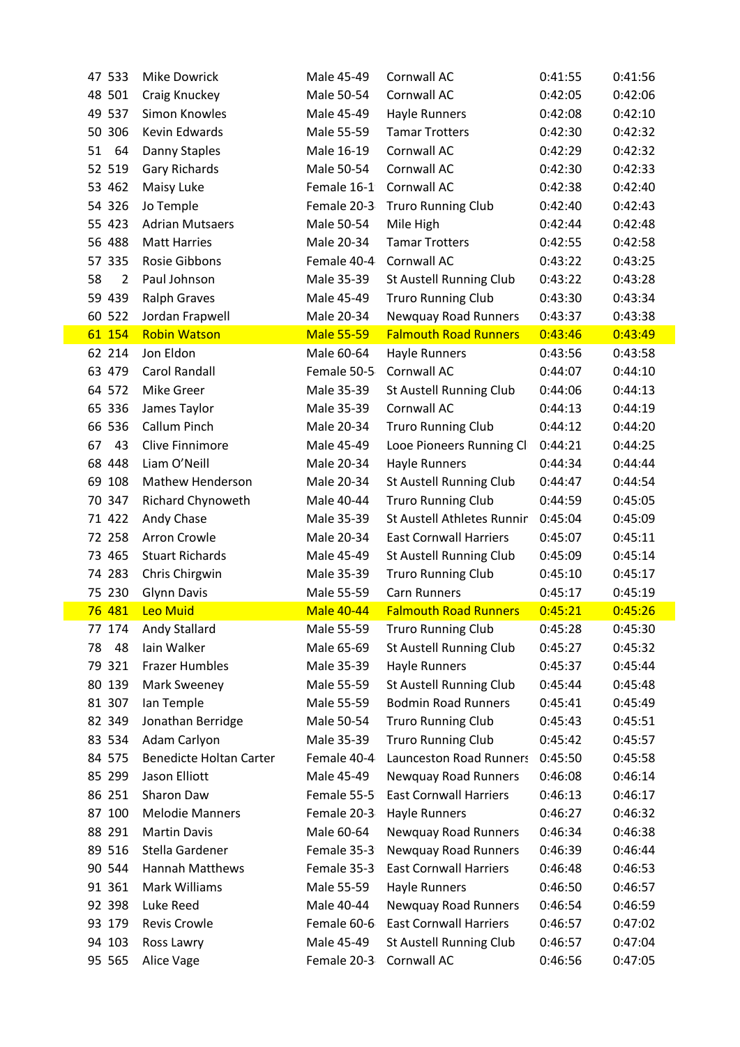| 47 | 533 | Mike Dowrick | Male 45-49 | Cornwall AC | 0:41:55 | 0:41:56 |
|---|---|---|---|---|---|---|
| 48 | 501 | Craig Knuckey | Male 50-54 | Cornwall AC | 0:42:05 | 0:42:06 |
| 49 | 537 | Simon Knowles | Male 45-49 | Hayle Runners | 0:42:08 | 0:42:10 |
| 50 | 306 | Kevin Edwards | Male 55-59 | Tamar Trotters | 0:42:30 | 0:42:32 |
| 51 | 64 | Danny Staples | Male 16-19 | Cornwall AC | 0:42:29 | 0:42:32 |
| 52 | 519 | Gary Richards | Male 50-54 | Cornwall AC | 0:42:30 | 0:42:33 |
| 53 | 462 | Maisy Luke | Female 16-1 | Cornwall AC | 0:42:38 | 0:42:40 |
| 54 | 326 | Jo Temple | Female 20-3 | Truro Running Club | 0:42:40 | 0:42:43 |
| 55 | 423 | Adrian Mutsaers | Male 50-54 | Mile High | 0:42:44 | 0:42:48 |
| 56 | 488 | Matt Harries | Male 20-34 | Tamar Trotters | 0:42:55 | 0:42:58 |
| 57 | 335 | Rosie Gibbons | Female 40-4 | Cornwall AC | 0:43:22 | 0:43:25 |
| 58 | 2 | Paul Johnson | Male 35-39 | St Austell Running Club | 0:43:22 | 0:43:28 |
| 59 | 439 | Ralph Graves | Male 45-49 | Truro Running Club | 0:43:30 | 0:43:34 |
| 60 | 522 | Jordan Frapwell | Male 20-34 | Newquay Road Runners | 0:43:37 | 0:43:38 |
| 61 | 154 | Robin Watson | Male 55-59 | Falmouth Road Runners | 0:43:46 | 0:43:49 |
| 62 | 214 | Jon Eldon | Male 60-64 | Hayle Runners | 0:43:56 | 0:43:58 |
| 63 | 479 | Carol Randall | Female 50-5 | Cornwall AC | 0:44:07 | 0:44:10 |
| 64 | 572 | Mike Greer | Male 35-39 | St Austell Running Club | 0:44:06 | 0:44:13 |
| 65 | 336 | James Taylor | Male 35-39 | Cornwall AC | 0:44:13 | 0:44:19 |
| 66 | 536 | Callum Pinch | Male 20-34 | Truro Running Club | 0:44:12 | 0:44:20 |
| 67 | 43 | Clive Finnimore | Male 45-49 | Looe Pioneers Running Cl | 0:44:21 | 0:44:25 |
| 68 | 448 | Liam O'Neill | Male 20-34 | Hayle Runners | 0:44:34 | 0:44:44 |
| 69 | 108 | Mathew Henderson | Male 20-34 | St Austell Running Club | 0:44:47 | 0:44:54 |
| 70 | 347 | Richard Chynoweth | Male 40-44 | Truro Running Club | 0:44:59 | 0:45:05 |
| 71 | 422 | Andy Chase | Male 35-39 | St Austell Athletes Runnir | 0:45:04 | 0:45:09 |
| 72 | 258 | Arron Crowle | Male 20-34 | East Cornwall Harriers | 0:45:07 | 0:45:11 |
| 73 | 465 | Stuart Richards | Male 45-49 | St Austell Running Club | 0:45:09 | 0:45:14 |
| 74 | 283 | Chris Chirgwin | Male 35-39 | Truro Running Club | 0:45:10 | 0:45:17 |
| 75 | 230 | Glynn Davis | Male 55-59 | Carn Runners | 0:45:17 | 0:45:19 |
| 76 | 481 | Leo Muid | Male 40-44 | Falmouth Road Runners | 0:45:21 | 0:45:26 |
| 77 | 174 | Andy Stallard | Male 55-59 | Truro Running Club | 0:45:28 | 0:45:30 |
| 78 | 48 | Iain Walker | Male 65-69 | St Austell Running Club | 0:45:27 | 0:45:32 |
| 79 | 321 | Frazer Humbles | Male 35-39 | Hayle Runners | 0:45:37 | 0:45:44 |
| 80 | 139 | Mark Sweeney | Male 55-59 | St Austell Running Club | 0:45:44 | 0:45:48 |
| 81 | 307 | Ian Temple | Male 55-59 | Bodmin Road Runners | 0:45:41 | 0:45:49 |
| 82 | 349 | Jonathan Berridge | Male 50-54 | Truro Running Club | 0:45:43 | 0:45:51 |
| 83 | 534 | Adam Carlyon | Male 35-39 | Truro Running Club | 0:45:42 | 0:45:57 |
| 84 | 575 | Benedicte Holtan Carter | Female 40-4 | Launceston Road Runners | 0:45:50 | 0:45:58 |
| 85 | 299 | Jason Elliott | Male 45-49 | Newquay Road Runners | 0:46:08 | 0:46:14 |
| 86 | 251 | Sharon Daw | Female 55-5 | East Cornwall Harriers | 0:46:13 | 0:46:17 |
| 87 | 100 | Melodie Manners | Female 20-3 | Hayle Runners | 0:46:27 | 0:46:32 |
| 88 | 291 | Martin Davis | Male 60-64 | Newquay Road Runners | 0:46:34 | 0:46:38 |
| 89 | 516 | Stella Gardener | Female 35-3 | Newquay Road Runners | 0:46:39 | 0:46:44 |
| 90 | 544 | Hannah Matthews | Female 35-3 | East Cornwall Harriers | 0:46:48 | 0:46:53 |
| 91 | 361 | Mark Williams | Male 55-59 | Hayle Runners | 0:46:50 | 0:46:57 |
| 92 | 398 | Luke Reed | Male 40-44 | Newquay Road Runners | 0:46:54 | 0:46:59 |
| 93 | 179 | Revis Crowle | Female 60-6 | East Cornwall Harriers | 0:46:57 | 0:47:02 |
| 94 | 103 | Ross Lawry | Male 45-49 | St Austell Running Club | 0:46:57 | 0:47:04 |
| 95 | 565 | Alice Vage | Female 20-3 | Cornwall AC | 0:46:56 | 0:47:05 |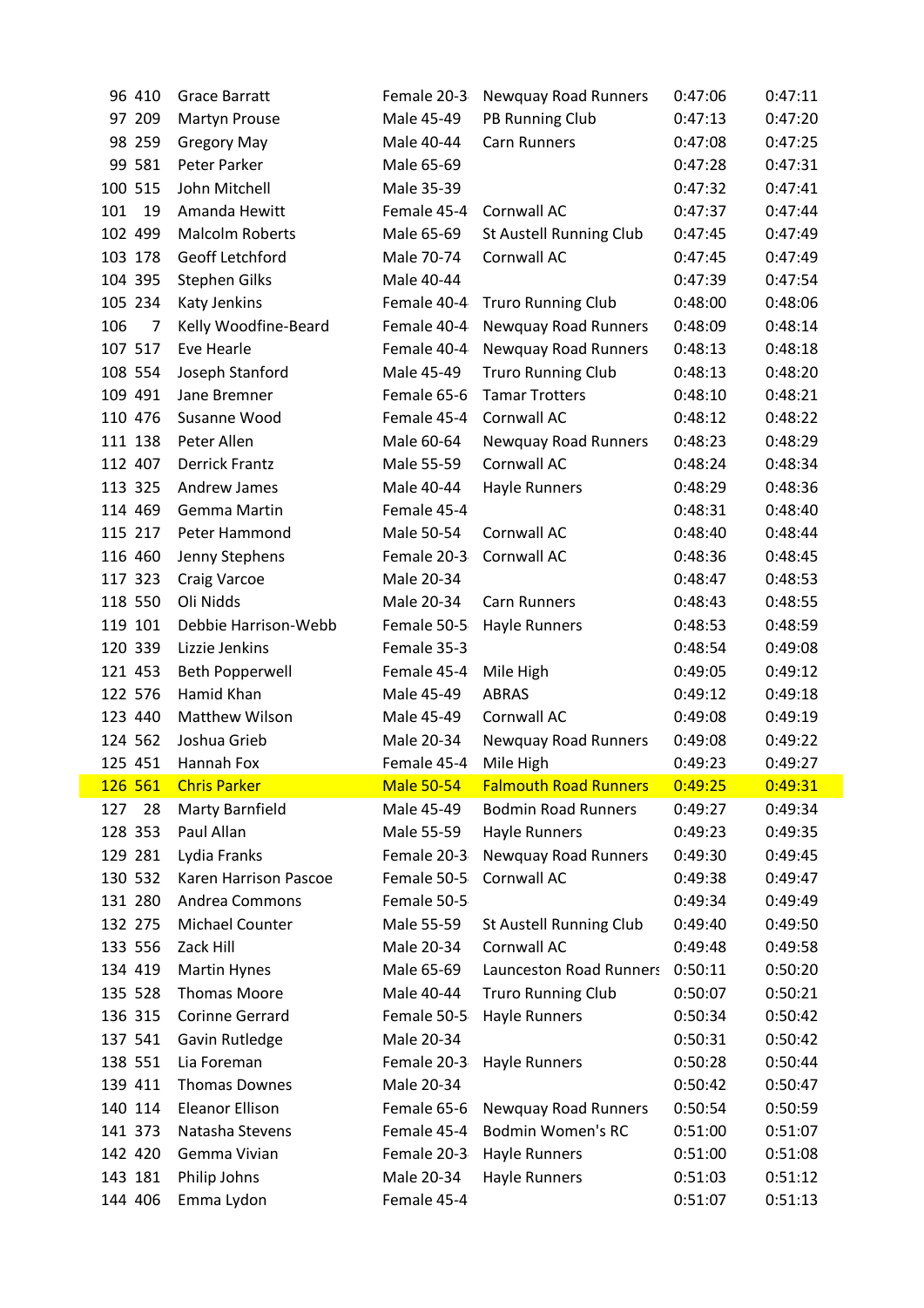| | | | | | | |
|---|---|---|---|---|---|---|
| 96 | 410 | Grace Barratt | Female 20-3 | Newquay Road Runners | 0:47:06 | 0:47:11 |
| 97 | 209 | Martyn Prouse | Male 45-49 | PB Running Club | 0:47:13 | 0:47:20 |
| 98 | 259 | Gregory May | Male 40-44 | Carn Runners | 0:47:08 | 0:47:25 |
| 99 | 581 | Peter Parker | Male 65-69 | | 0:47:28 | 0:47:31 |
| 100 | 515 | John Mitchell | Male 35-39 | | 0:47:32 | 0:47:41 |
| 101 | 19 | Amanda Hewitt | Female 45-4 | Cornwall AC | 0:47:37 | 0:47:44 |
| 102 | 499 | Malcolm Roberts | Male 65-69 | St Austell Running Club | 0:47:45 | 0:47:49 |
| 103 | 178 | Geoff Letchford | Male 70-74 | Cornwall AC | 0:47:45 | 0:47:49 |
| 104 | 395 | Stephen Gilks | Male 40-44 | | 0:47:39 | 0:47:54 |
| 105 | 234 | Katy Jenkins | Female 40-4 | Truro Running Club | 0:48:00 | 0:48:06 |
| 106 | 7 | Kelly Woodfine-Beard | Female 40-4 | Newquay Road Runners | 0:48:09 | 0:48:14 |
| 107 | 517 | Eve Hearle | Female 40-4 | Newquay Road Runners | 0:48:13 | 0:48:18 |
| 108 | 554 | Joseph Stanford | Male 45-49 | Truro Running Club | 0:48:13 | 0:48:20 |
| 109 | 491 | Jane Bremner | Female 65-6 | Tamar Trotters | 0:48:10 | 0:48:21 |
| 110 | 476 | Susanne Wood | Female 45-4 | Cornwall AC | 0:48:12 | 0:48:22 |
| 111 | 138 | Peter Allen | Male 60-64 | Newquay Road Runners | 0:48:23 | 0:48:29 |
| 112 | 407 | Derrick Frantz | Male 55-59 | Cornwall AC | 0:48:24 | 0:48:34 |
| 113 | 325 | Andrew James | Male 40-44 | Hayle Runners | 0:48:29 | 0:48:36 |
| 114 | 469 | Gemma Martin | Female 45-4 | | 0:48:31 | 0:48:40 |
| 115 | 217 | Peter Hammond | Male 50-54 | Cornwall AC | 0:48:40 | 0:48:44 |
| 116 | 460 | Jenny Stephens | Female 20-3 | Cornwall AC | 0:48:36 | 0:48:45 |
| 117 | 323 | Craig Varcoe | Male 20-34 | | 0:48:47 | 0:48:53 |
| 118 | 550 | Oli Nidds | Male 20-34 | Carn Runners | 0:48:43 | 0:48:55 |
| 119 | 101 | Debbie Harrison-Webb | Female 50-5 | Hayle Runners | 0:48:53 | 0:48:59 |
| 120 | 339 | Lizzie Jenkins | Female 35-3 | | 0:48:54 | 0:49:08 |
| 121 | 453 | Beth Popperwell | Female 45-4 | Mile High | 0:49:05 | 0:49:12 |
| 122 | 576 | Hamid Khan | Male 45-49 | ABRAS | 0:49:12 | 0:49:18 |
| 123 | 440 | Matthew Wilson | Male 45-49 | Cornwall AC | 0:49:08 | 0:49:19 |
| 124 | 562 | Joshua Grieb | Male 20-34 | Newquay Road Runners | 0:49:08 | 0:49:22 |
| 125 | 451 | Hannah Fox | Female 45-4 | Mile High | 0:49:23 | 0:49:27 |
| 126 | 561 | Chris Parker | Male 50-54 | Falmouth Road Runners | 0:49:25 | 0:49:31 |
| 127 | 28 | Marty Barnfield | Male 45-49 | Bodmin Road Runners | 0:49:27 | 0:49:34 |
| 128 | 353 | Paul Allan | Male 55-59 | Hayle Runners | 0:49:23 | 0:49:35 |
| 129 | 281 | Lydia Franks | Female 20-3 | Newquay Road Runners | 0:49:30 | 0:49:45 |
| 130 | 532 | Karen Harrison Pascoe | Female 50-5 | Cornwall AC | 0:49:38 | 0:49:47 |
| 131 | 280 | Andrea Commons | Female 50-5 | | 0:49:34 | 0:49:49 |
| 132 | 275 | Michael Counter | Male 55-59 | St Austell Running Club | 0:49:40 | 0:49:50 |
| 133 | 556 | Zack Hill | Male 20-34 | Cornwall AC | 0:49:48 | 0:49:58 |
| 134 | 419 | Martin Hynes | Male 65-69 | Launceston Road Runners | 0:50:11 | 0:50:20 |
| 135 | 528 | Thomas Moore | Male 40-44 | Truro Running Club | 0:50:07 | 0:50:21 |
| 136 | 315 | Corinne Gerrard | Female 50-5 | Hayle Runners | 0:50:34 | 0:50:42 |
| 137 | 541 | Gavin Rutledge | Male 20-34 | | 0:50:31 | 0:50:42 |
| 138 | 551 | Lia Foreman | Female 20-3 | Hayle Runners | 0:50:28 | 0:50:44 |
| 139 | 411 | Thomas Downes | Male 20-34 | | 0:50:42 | 0:50:47 |
| 140 | 114 | Eleanor Ellison | Female 65-6 | Newquay Road Runners | 0:50:54 | 0:50:59 |
| 141 | 373 | Natasha Stevens | Female 45-4 | Bodmin Women's RC | 0:51:00 | 0:51:07 |
| 142 | 420 | Gemma Vivian | Female 20-3 | Hayle Runners | 0:51:00 | 0:51:08 |
| 143 | 181 | Philip Johns | Male 20-34 | Hayle Runners | 0:51:03 | 0:51:12 |
| 144 | 406 | Emma Lydon | Female 45-4 | | 0:51:07 | 0:51:13 |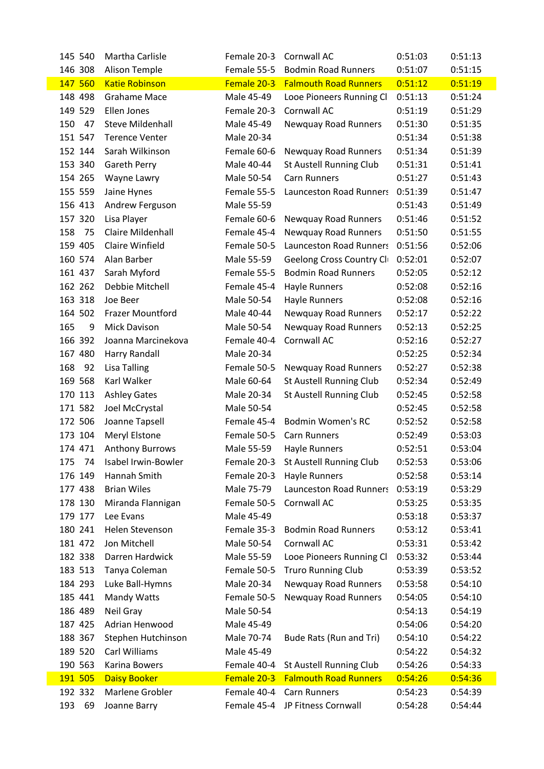| | | | | | | |
|---|---|---|---|---|---|---|
| 145 | 540 | Martha Carlisle | Female 20-3 | Cornwall AC | 0:51:03 | 0:51:13 |
| 146 | 308 | Alison Temple | Female 55-5 | Bodmin Road Runners | 0:51:07 | 0:51:15 |
| 147 | 560 | Katie Robinson | Female 20-3 | Falmouth Road Runners | 0:51:12 | 0:51:19 |
| 148 | 498 | Grahame Mace | Male 45-49 | Looe Pioneers Running Cl | 0:51:13 | 0:51:24 |
| 149 | 529 | Ellen Jones | Female 20-3 | Cornwall AC | 0:51:19 | 0:51:29 |
| 150 | 47 | Steve Mildenhall | Male 45-49 | Newquay Road Runners | 0:51:30 | 0:51:35 |
| 151 | 547 | Terence Venter | Male 20-34 | | 0:51:34 | 0:51:38 |
| 152 | 144 | Sarah Wilkinson | Female 60-6 | Newquay Road Runners | 0:51:34 | 0:51:39 |
| 153 | 340 | Gareth Perry | Male 40-44 | St Austell Running Club | 0:51:31 | 0:51:41 |
| 154 | 265 | Wayne Lawry | Male 50-54 | Carn Runners | 0:51:27 | 0:51:43 |
| 155 | 559 | Jaine Hynes | Female 55-5 | Launceston Road Runners | 0:51:39 | 0:51:47 |
| 156 | 413 | Andrew Ferguson | Male 55-59 | | 0:51:43 | 0:51:49 |
| 157 | 320 | Lisa Player | Female 60-6 | Newquay Road Runners | 0:51:46 | 0:51:52 |
| 158 | 75 | Claire Mildenhall | Female 45-4 | Newquay Road Runners | 0:51:50 | 0:51:55 |
| 159 | 405 | Claire Winfield | Female 50-5 | Launceston Road Runners | 0:51:56 | 0:52:06 |
| 160 | 574 | Alan Barber | Male 55-59 | Geelong Cross Country Cl | 0:52:01 | 0:52:07 |
| 161 | 437 | Sarah Myford | Female 55-5 | Bodmin Road Runners | 0:52:05 | 0:52:12 |
| 162 | 262 | Debbie Mitchell | Female 45-4 | Hayle Runners | 0:52:08 | 0:52:16 |
| 163 | 318 | Joe Beer | Male 50-54 | Hayle Runners | 0:52:08 | 0:52:16 |
| 164 | 502 | Frazer Mountford | Male 40-44 | Newquay Road Runners | 0:52:17 | 0:52:22 |
| 165 | 9 | Mick Davison | Male 50-54 | Newquay Road Runners | 0:52:13 | 0:52:25 |
| 166 | 392 | Joanna Marcinekova | Female 40-4 | Cornwall AC | 0:52:16 | 0:52:27 |
| 167 | 480 | Harry Randall | Male 20-34 | | 0:52:25 | 0:52:34 |
| 168 | 92 | Lisa Talling | Female 50-5 | Newquay Road Runners | 0:52:27 | 0:52:38 |
| 169 | 568 | Karl Walker | Male 60-64 | St Austell Running Club | 0:52:34 | 0:52:49 |
| 170 | 113 | Ashley Gates | Male 20-34 | St Austell Running Club | 0:52:45 | 0:52:58 |
| 171 | 582 | Joel McCrystal | Male 50-54 | | 0:52:45 | 0:52:58 |
| 172 | 506 | Joanne Tapsell | Female 45-4 | Bodmin Women's RC | 0:52:52 | 0:52:58 |
| 173 | 104 | Meryl Elstone | Female 50-5 | Carn Runners | 0:52:49 | 0:53:03 |
| 174 | 471 | Anthony Burrows | Male 55-59 | Hayle Runners | 0:52:51 | 0:53:04 |
| 175 | 74 | Isabel Irwin-Bowler | Female 20-3 | St Austell Running Club | 0:52:53 | 0:53:06 |
| 176 | 149 | Hannah Smith | Female 20-3 | Hayle Runners | 0:52:58 | 0:53:14 |
| 177 | 438 | Brian Wiles | Male 75-79 | Launceston Road Runners | 0:53:19 | 0:53:29 |
| 178 | 130 | Miranda Flannigan | Female 50-5 | Cornwall AC | 0:53:25 | 0:53:35 |
| 179 | 177 | Lee Evans | Male 45-49 | | 0:53:18 | 0:53:37 |
| 180 | 241 | Helen Stevenson | Female 35-3 | Bodmin Road Runners | 0:53:12 | 0:53:41 |
| 181 | 472 | Jon Mitchell | Male 50-54 | Cornwall AC | 0:53:31 | 0:53:42 |
| 182 | 338 | Darren Hardwick | Male 55-59 | Looe Pioneers Running Cl | 0:53:32 | 0:53:44 |
| 183 | 513 | Tanya Coleman | Female 50-5 | Truro Running Club | 0:53:39 | 0:53:52 |
| 184 | 293 | Luke Ball-Hymns | Male 20-34 | Newquay Road Runners | 0:53:58 | 0:54:10 |
| 185 | 441 | Mandy Watts | Female 50-5 | Newquay Road Runners | 0:54:05 | 0:54:10 |
| 186 | 489 | Neil Gray | Male 50-54 | | 0:54:13 | 0:54:19 |
| 187 | 425 | Adrian Henwood | Male 45-49 | | 0:54:06 | 0:54:20 |
| 188 | 367 | Stephen Hutchinson | Male 70-74 | Bude Rats (Run and Tri) | 0:54:10 | 0:54:22 |
| 189 | 520 | Carl Williams | Male 45-49 | | 0:54:22 | 0:54:32 |
| 190 | 563 | Karina Bowers | Female 40-4 | St Austell Running Club | 0:54:26 | 0:54:33 |
| 191 | 505 | Daisy Booker | Female 20-3 | Falmouth Road Runners | 0:54:26 | 0:54:36 |
| 192 | 332 | Marlene Grobler | Female 40-4 | Carn Runners | 0:54:23 | 0:54:39 |
| 193 | 69 | Joanne Barry | Female 45-4 | JP Fitness Cornwall | 0:54:28 | 0:54:44 |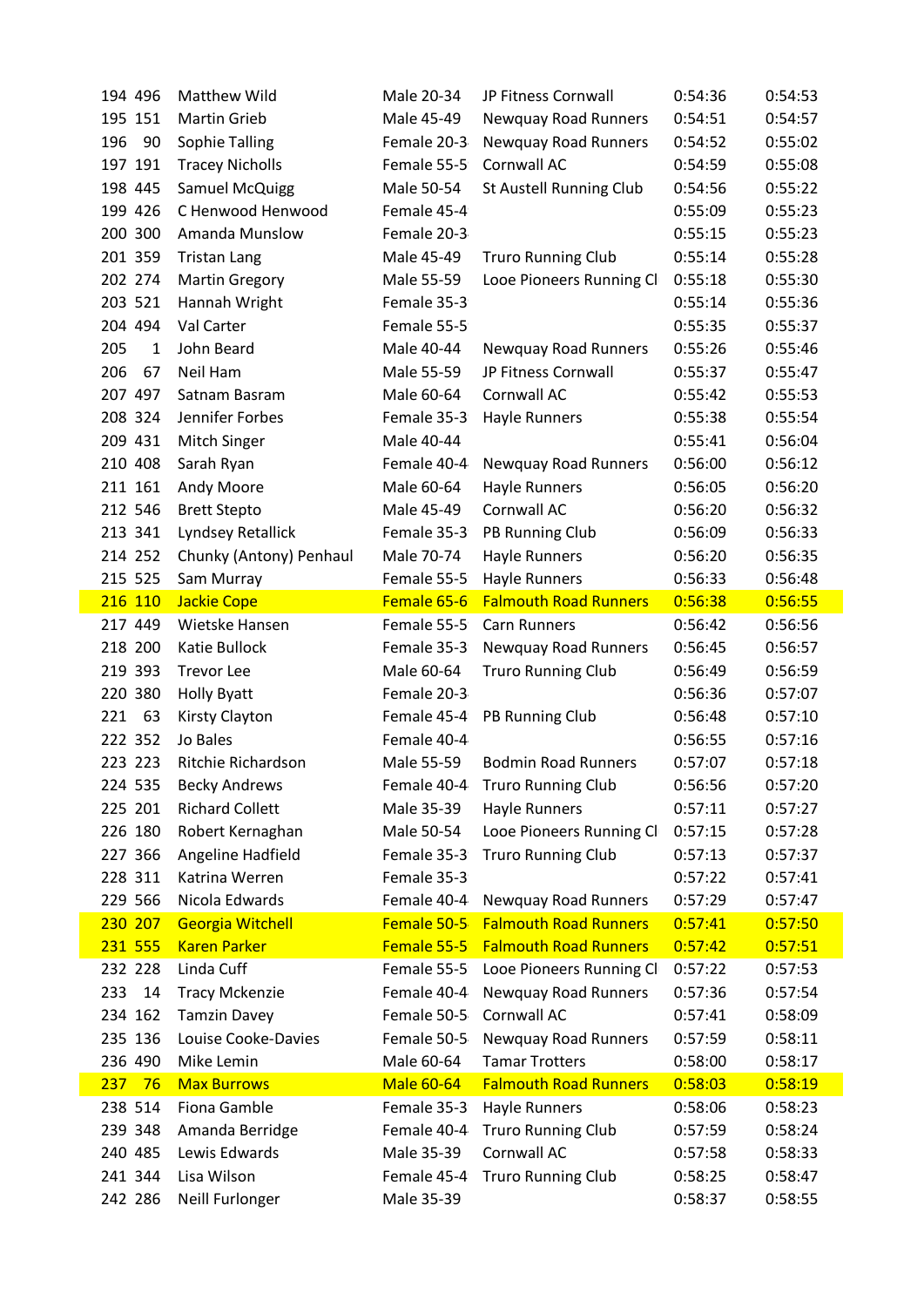| | | | | | | |
|---|---|---|---|---|---|---|
| 194 | 496 | Matthew Wild | Male 20-34 | JP Fitness Cornwall | 0:54:36 | 0:54:53 |
| 195 | 151 | Martin Grieb | Male 45-49 | Newquay Road Runners | 0:54:51 | 0:54:57 |
| 196 | 90 | Sophie Talling | Female 20-3 | Newquay Road Runners | 0:54:52 | 0:55:02 |
| 197 | 191 | Tracey Nicholls | Female 55-5 | Cornwall AC | 0:54:59 | 0:55:08 |
| 198 | 445 | Samuel McQuigg | Male 50-54 | St Austell Running Club | 0:54:56 | 0:55:22 |
| 199 | 426 | C Henwood Henwood | Female 45-4 | | 0:55:09 | 0:55:23 |
| 200 | 300 | Amanda Munslow | Female 20-3 | | 0:55:15 | 0:55:23 |
| 201 | 359 | Tristan Lang | Male 45-49 | Truro Running Club | 0:55:14 | 0:55:28 |
| 202 | 274 | Martin Gregory | Male 55-59 | Looe Pioneers Running Cl | 0:55:18 | 0:55:30 |
| 203 | 521 | Hannah Wright | Female 35-3 | | 0:55:14 | 0:55:36 |
| 204 | 494 | Val Carter | Female 55-5 | | 0:55:35 | 0:55:37 |
| 205 | 1 | John Beard | Male 40-44 | Newquay Road Runners | 0:55:26 | 0:55:46 |
| 206 | 67 | Neil Ham | Male 55-59 | JP Fitness Cornwall | 0:55:37 | 0:55:47 |
| 207 | 497 | Satnam Basram | Male 60-64 | Cornwall AC | 0:55:42 | 0:55:53 |
| 208 | 324 | Jennifer Forbes | Female 35-3 | Hayle Runners | 0:55:38 | 0:55:54 |
| 209 | 431 | Mitch Singer | Male 40-44 | | 0:55:41 | 0:56:04 |
| 210 | 408 | Sarah Ryan | Female 40-4 | Newquay Road Runners | 0:56:00 | 0:56:12 |
| 211 | 161 | Andy Moore | Male 60-64 | Hayle Runners | 0:56:05 | 0:56:20 |
| 212 | 546 | Brett Stepto | Male 45-49 | Cornwall AC | 0:56:20 | 0:56:32 |
| 213 | 341 | Lyndsey Retallick | Female 35-3 | PB Running Club | 0:56:09 | 0:56:33 |
| 214 | 252 | Chunky (Antony) Penhaul | Male 70-74 | Hayle Runners | 0:56:20 | 0:56:35 |
| 215 | 525 | Sam Murray | Female 55-5 | Hayle Runners | 0:56:33 | 0:56:48 |
| 216 | 110 | Jackie Cope | Female 65-6 | Falmouth Road Runners | 0:56:38 | 0:56:55 |
| 217 | 449 | Wietske Hansen | Female 55-5 | Carn Runners | 0:56:42 | 0:56:56 |
| 218 | 200 | Katie Bullock | Female 35-3 | Newquay Road Runners | 0:56:45 | 0:56:57 |
| 219 | 393 | Trevor Lee | Male 60-64 | Truro Running Club | 0:56:49 | 0:56:59 |
| 220 | 380 | Holly Byatt | Female 20-3 | | 0:56:36 | 0:57:07 |
| 221 | 63 | Kirsty Clayton | Female 45-4 | PB Running Club | 0:56:48 | 0:57:10 |
| 222 | 352 | Jo Bales | Female 40-4 | | 0:56:55 | 0:57:16 |
| 223 | 223 | Ritchie Richardson | Male 55-59 | Bodmin Road Runners | 0:57:07 | 0:57:18 |
| 224 | 535 | Becky Andrews | Female 40-4 | Truro Running Club | 0:56:56 | 0:57:20 |
| 225 | 201 | Richard Collett | Male 35-39 | Hayle Runners | 0:57:11 | 0:57:27 |
| 226 | 180 | Robert Kernaghan | Male 50-54 | Looe Pioneers Running Cl | 0:57:15 | 0:57:28 |
| 227 | 366 | Angeline Hadfield | Female 35-3 | Truro Running Club | 0:57:13 | 0:57:37 |
| 228 | 311 | Katrina Werren | Female 35-3 | | 0:57:22 | 0:57:41 |
| 229 | 566 | Nicola Edwards | Female 40-4 | Newquay Road Runners | 0:57:29 | 0:57:47 |
| 230 | 207 | Georgia Witchell | Female 50-5 | Falmouth Road Runners | 0:57:41 | 0:57:50 |
| 231 | 555 | Karen Parker | Female 55-5 | Falmouth Road Runners | 0:57:42 | 0:57:51 |
| 232 | 228 | Linda Cuff | Female 55-5 | Looe Pioneers Running Cl | 0:57:22 | 0:57:53 |
| 233 | 14 | Tracy Mckenzie | Female 40-4 | Newquay Road Runners | 0:57:36 | 0:57:54 |
| 234 | 162 | Tamzin Davey | Female 50-5 | Cornwall AC | 0:57:41 | 0:58:09 |
| 235 | 136 | Louise Cooke-Davies | Female 50-5 | Newquay Road Runners | 0:57:59 | 0:58:11 |
| 236 | 490 | Mike Lemin | Male 60-64 | Tamar Trotters | 0:58:00 | 0:58:17 |
| 237 | 76 | Max Burrows | Male 60-64 | Falmouth Road Runners | 0:58:03 | 0:58:19 |
| 238 | 514 | Fiona Gamble | Female 35-3 | Hayle Runners | 0:58:06 | 0:58:23 |
| 239 | 348 | Amanda Berridge | Female 40-4 | Truro Running Club | 0:57:59 | 0:58:24 |
| 240 | 485 | Lewis Edwards | Male 35-39 | Cornwall AC | 0:57:58 | 0:58:33 |
| 241 | 344 | Lisa Wilson | Female 45-4 | Truro Running Club | 0:58:25 | 0:58:47 |
| 242 | 286 | Neill Furlonger | Male 35-39 | | 0:58:37 | 0:58:55 |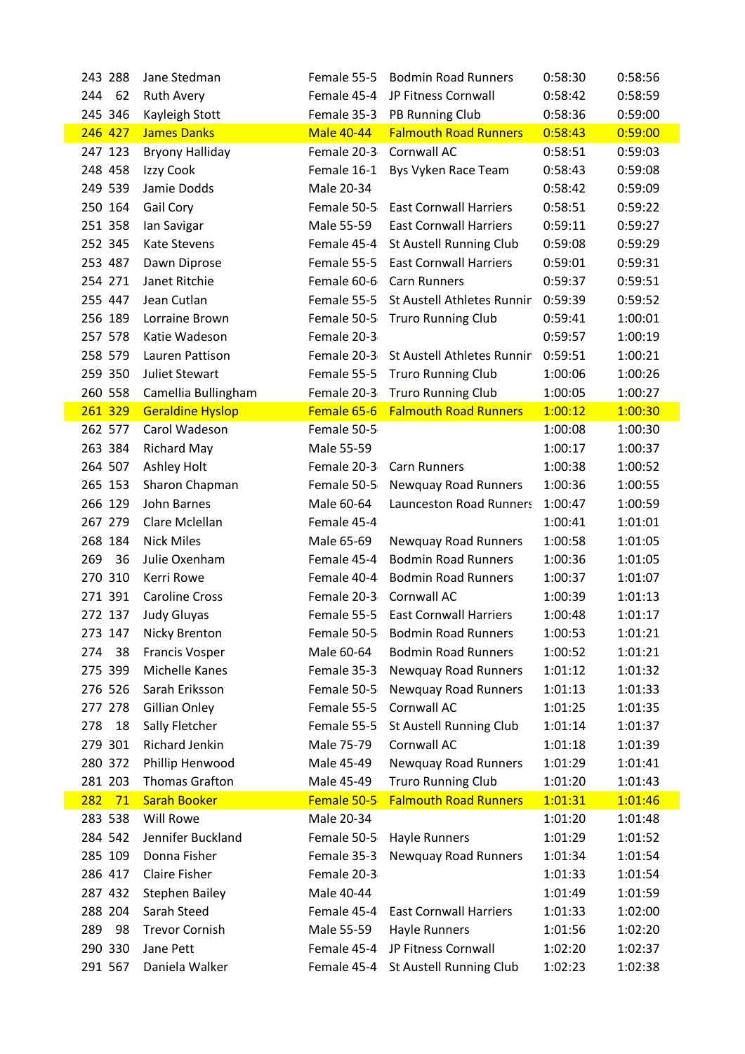| | | | | | | |
|---|---|---|---|---|---|---|
| 243 | 288 | Jane Stedman | Female 55-5 | Bodmin Road Runners | 0:58:30 | 0:58:56 |
| 244 | 62 | Ruth Avery | Female 45-4 | JP Fitness Cornwall | 0:58:42 | 0:58:59 |
| 245 | 346 | Kayleigh Stott | Female 35-3 | PB Running Club | 0:58:36 | 0:59:00 |
| 246 | 427 | James Danks | Male 40-44 | Falmouth Road Runners | 0:58:43 | 0:59:00 |
| 247 | 123 | Bryony Halliday | Female 20-3 | Cornwall AC | 0:58:51 | 0:59:03 |
| 248 | 458 | Izzy Cook | Female 16-1 | Bys Vyken Race Team | 0:58:43 | 0:59:08 |
| 249 | 539 | Jamie Dodds | Male 20-34 | | 0:58:42 | 0:59:09 |
| 250 | 164 | Gail Cory | Female 50-5 | East Cornwall Harriers | 0:58:51 | 0:59:22 |
| 251 | 358 | Ian Savigar | Male 55-59 | East Cornwall Harriers | 0:59:11 | 0:59:27 |
| 252 | 345 | Kate Stevens | Female 45-4 | St Austell Running Club | 0:59:08 | 0:59:29 |
| 253 | 487 | Dawn Diprose | Female 55-5 | East Cornwall Harriers | 0:59:01 | 0:59:31 |
| 254 | 271 | Janet Ritchie | Female 60-6 | Carn Runners | 0:59:37 | 0:59:51 |
| 255 | 447 | Jean Cutlan | Female 55-5 | St Austell Athletes Runnir | 0:59:39 | 0:59:52 |
| 256 | 189 | Lorraine Brown | Female 50-5 | Truro Running Club | 0:59:41 | 1:00:01 |
| 257 | 578 | Katie Wadeson | Female 20-3 | | 0:59:57 | 1:00:19 |
| 258 | 579 | Lauren Pattison | Female 20-3 | St Austell Athletes Runnir | 0:59:51 | 1:00:21 |
| 259 | 350 | Juliet Stewart | Female 55-5 | Truro Running Club | 1:00:06 | 1:00:26 |
| 260 | 558 | Camellia Bullingham | Female 20-3 | Truro Running Club | 1:00:05 | 1:00:27 |
| 261 | 329 | Geraldine Hyslop | Female 65-6 | Falmouth Road Runners | 1:00:12 | 1:00:30 |
| 262 | 577 | Carol Wadeson | Female 50-5 | | 1:00:08 | 1:00:30 |
| 263 | 384 | Richard May | Male 55-59 | | 1:00:17 | 1:00:37 |
| 264 | 507 | Ashley Holt | Female 20-3 | Carn Runners | 1:00:38 | 1:00:52 |
| 265 | 153 | Sharon Chapman | Female 50-5 | Newquay Road Runners | 1:00:36 | 1:00:55 |
| 266 | 129 | John Barnes | Male 60-64 | Launceston Road Runners | 1:00:47 | 1:00:59 |
| 267 | 279 | Clare Mclellan | Female 45-4 | | 1:00:41 | 1:01:01 |
| 268 | 184 | Nick Miles | Male 65-69 | Newquay Road Runners | 1:00:58 | 1:01:05 |
| 269 | 36 | Julie Oxenham | Female 45-4 | Bodmin Road Runners | 1:00:36 | 1:01:05 |
| 270 | 310 | Kerri Rowe | Female 40-4 | Bodmin Road Runners | 1:00:37 | 1:01:07 |
| 271 | 391 | Caroline Cross | Female 20-3 | Cornwall AC | 1:00:39 | 1:01:13 |
| 272 | 137 | Judy Gluyas | Female 55-5 | East Cornwall Harriers | 1:00:48 | 1:01:17 |
| 273 | 147 | Nicky Brenton | Female 50-5 | Bodmin Road Runners | 1:00:53 | 1:01:21 |
| 274 | 38 | Francis Vosper | Male 60-64 | Bodmin Road Runners | 1:00:52 | 1:01:21 |
| 275 | 399 | Michelle Kanes | Female 35-3 | Newquay Road Runners | 1:01:12 | 1:01:32 |
| 276 | 526 | Sarah Eriksson | Female 50-5 | Newquay Road Runners | 1:01:13 | 1:01:33 |
| 277 | 278 | Gillian Onley | Female 55-5 | Cornwall AC | 1:01:25 | 1:01:35 |
| 278 | 18 | Sally Fletcher | Female 55-5 | St Austell Running Club | 1:01:14 | 1:01:37 |
| 279 | 301 | Richard Jenkin | Male 75-79 | Cornwall AC | 1:01:18 | 1:01:39 |
| 280 | 372 | Phillip Henwood | Male 45-49 | Newquay Road Runners | 1:01:29 | 1:01:41 |
| 281 | 203 | Thomas Grafton | Male 45-49 | Truro Running Club | 1:01:20 | 1:01:43 |
| 282 | 71 | Sarah Booker | Female 50-5 | Falmouth Road Runners | 1:01:31 | 1:01:46 |
| 283 | 538 | Will Rowe | Male 20-34 | | 1:01:20 | 1:01:48 |
| 284 | 542 | Jennifer Buckland | Female 50-5 | Hayle Runners | 1:01:29 | 1:01:52 |
| 285 | 109 | Donna Fisher | Female 35-3 | Newquay Road Runners | 1:01:34 | 1:01:54 |
| 286 | 417 | Claire Fisher | Female 20-3 | | 1:01:33 | 1:01:54 |
| 287 | 432 | Stephen Bailey | Male 40-44 | | 1:01:49 | 1:01:59 |
| 288 | 204 | Sarah Steed | Female 45-4 | East Cornwall Harriers | 1:01:33 | 1:02:00 |
| 289 | 98 | Trevor Cornish | Male 55-59 | Hayle Runners | 1:01:56 | 1:02:20 |
| 290 | 330 | Jane Pett | Female 45-4 | JP Fitness Cornwall | 1:02:20 | 1:02:37 |
| 291 | 567 | Daniela Walker | Female 45-4 | St Austell Running Club | 1:02:23 | 1:02:38 |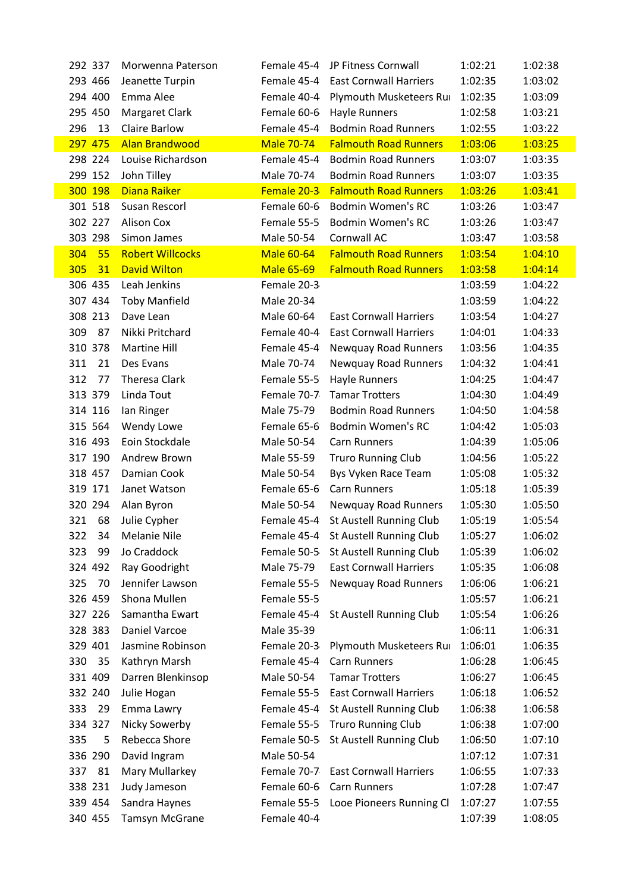| | | | | | | |
|---|---|---|---|---|---|---|
| 292 | 337 | Morwenna Paterson | Female 45-4 | JP Fitness Cornwall | 1:02:21 | 1:02:38 |
| 293 | 466 | Jeanette Turpin | Female 45-4 | East Cornwall Harriers | 1:02:35 | 1:03:02 |
| 294 | 400 | Emma Alee | Female 40-4 | Plymouth Musketeers Rui | 1:02:35 | 1:03:09 |
| 295 | 450 | Margaret Clark | Female 60-6 | Hayle Runners | 1:02:58 | 1:03:21 |
| 296 | 13 | Claire Barlow | Female 45-4 | Bodmin Road Runners | 1:02:55 | 1:03:22 |
| 297 | 475 | Alan Brandwood | Male 70-74 | Falmouth Road Runners | 1:03:06 | 1:03:25 |
| 298 | 224 | Louise Richardson | Female 45-4 | Bodmin Road Runners | 1:03:07 | 1:03:35 |
| 299 | 152 | John Tilley | Male 70-74 | Bodmin Road Runners | 1:03:07 | 1:03:35 |
| 300 | 198 | Diana Raiker | Female 20-3 | Falmouth Road Runners | 1:03:26 | 1:03:41 |
| 301 | 518 | Susan Rescorl | Female 60-6 | Bodmin Women's RC | 1:03:26 | 1:03:47 |
| 302 | 227 | Alison Cox | Female 55-5 | Bodmin Women's RC | 1:03:26 | 1:03:47 |
| 303 | 298 | Simon James | Male 50-54 | Cornwall AC | 1:03:47 | 1:03:58 |
| 304 | 55 | Robert Willcocks | Male 60-64 | Falmouth Road Runners | 1:03:54 | 1:04:10 |
| 305 | 31 | David Wilton | Male 65-69 | Falmouth Road Runners | 1:03:58 | 1:04:14 |
| 306 | 435 | Leah Jenkins | Female 20-3 | | 1:03:59 | 1:04:22 |
| 307 | 434 | Toby Manfield | Male 20-34 | | 1:03:59 | 1:04:22 |
| 308 | 213 | Dave Lean | Male 60-64 | East Cornwall Harriers | 1:03:54 | 1:04:27 |
| 309 | 87 | Nikki Pritchard | Female 40-4 | East Cornwall Harriers | 1:04:01 | 1:04:33 |
| 310 | 378 | Martine Hill | Female 45-4 | Newquay Road Runners | 1:03:56 | 1:04:35 |
| 311 | 21 | Des Evans | Male 70-74 | Newquay Road Runners | 1:04:32 | 1:04:41 |
| 312 | 77 | Theresa Clark | Female 55-5 | Hayle Runners | 1:04:25 | 1:04:47 |
| 313 | 379 | Linda Tout | Female 70-7 | Tamar Trotters | 1:04:30 | 1:04:49 |
| 314 | 116 | Ian Ringer | Male 75-79 | Bodmin Road Runners | 1:04:50 | 1:04:58 |
| 315 | 564 | Wendy Lowe | Female 65-6 | Bodmin Women's RC | 1:04:42 | 1:05:03 |
| 316 | 493 | Eoin Stockdale | Male 50-54 | Carn Runners | 1:04:39 | 1:05:06 |
| 317 | 190 | Andrew Brown | Male 55-59 | Truro Running Club | 1:04:56 | 1:05:22 |
| 318 | 457 | Damian Cook | Male 50-54 | Bys Vyken Race Team | 1:05:08 | 1:05:32 |
| 319 | 171 | Janet Watson | Female 65-6 | Carn Runners | 1:05:18 | 1:05:39 |
| 320 | 294 | Alan Byron | Male 50-54 | Newquay Road Runners | 1:05:30 | 1:05:50 |
| 321 | 68 | Julie Cypher | Female 45-4 | St Austell Running Club | 1:05:19 | 1:05:54 |
| 322 | 34 | Melanie Nile | Female 45-4 | St Austell Running Club | 1:05:27 | 1:06:02 |
| 323 | 99 | Jo Craddock | Female 50-5 | St Austell Running Club | 1:05:39 | 1:06:02 |
| 324 | 492 | Ray Goodright | Male 75-79 | East Cornwall Harriers | 1:05:35 | 1:06:08 |
| 325 | 70 | Jennifer Lawson | Female 55-5 | Newquay Road Runners | 1:06:06 | 1:06:21 |
| 326 | 459 | Shona Mullen | Female 55-5 | | 1:05:57 | 1:06:21 |
| 327 | 226 | Samantha Ewart | Female 45-4 | St Austell Running Club | 1:05:54 | 1:06:26 |
| 328 | 383 | Daniel Varcoe | Male 35-39 | | 1:06:11 | 1:06:31 |
| 329 | 401 | Jasmine Robinson | Female 20-3 | Plymouth Musketeers Rui | 1:06:01 | 1:06:35 |
| 330 | 35 | Kathryn Marsh | Female 45-4 | Carn Runners | 1:06:28 | 1:06:45 |
| 331 | 409 | Darren Blenkinsop | Male 50-54 | Tamar Trotters | 1:06:27 | 1:06:45 |
| 332 | 240 | Julie Hogan | Female 55-5 | East Cornwall Harriers | 1:06:18 | 1:06:52 |
| 333 | 29 | Emma Lawry | Female 45-4 | St Austell Running Club | 1:06:38 | 1:06:58 |
| 334 | 327 | Nicky Sowerby | Female 55-5 | Truro Running Club | 1:06:38 | 1:07:00 |
| 335 | 5 | Rebecca Shore | Female 50-5 | St Austell Running Club | 1:06:50 | 1:07:10 |
| 336 | 290 | David Ingram | Male 50-54 | | 1:07:12 | 1:07:31 |
| 337 | 81 | Mary Mullarkey | Female 70-7 | East Cornwall Harriers | 1:06:55 | 1:07:33 |
| 338 | 231 | Judy Jameson | Female 60-6 | Carn Runners | 1:07:28 | 1:07:47 |
| 339 | 454 | Sandra Haynes | Female 55-5 | Looe Pioneers Running Cl | 1:07:27 | 1:07:55 |
| 340 | 455 | Tamsyn McGrane | Female 40-4 | | 1:07:39 | 1:08:05 |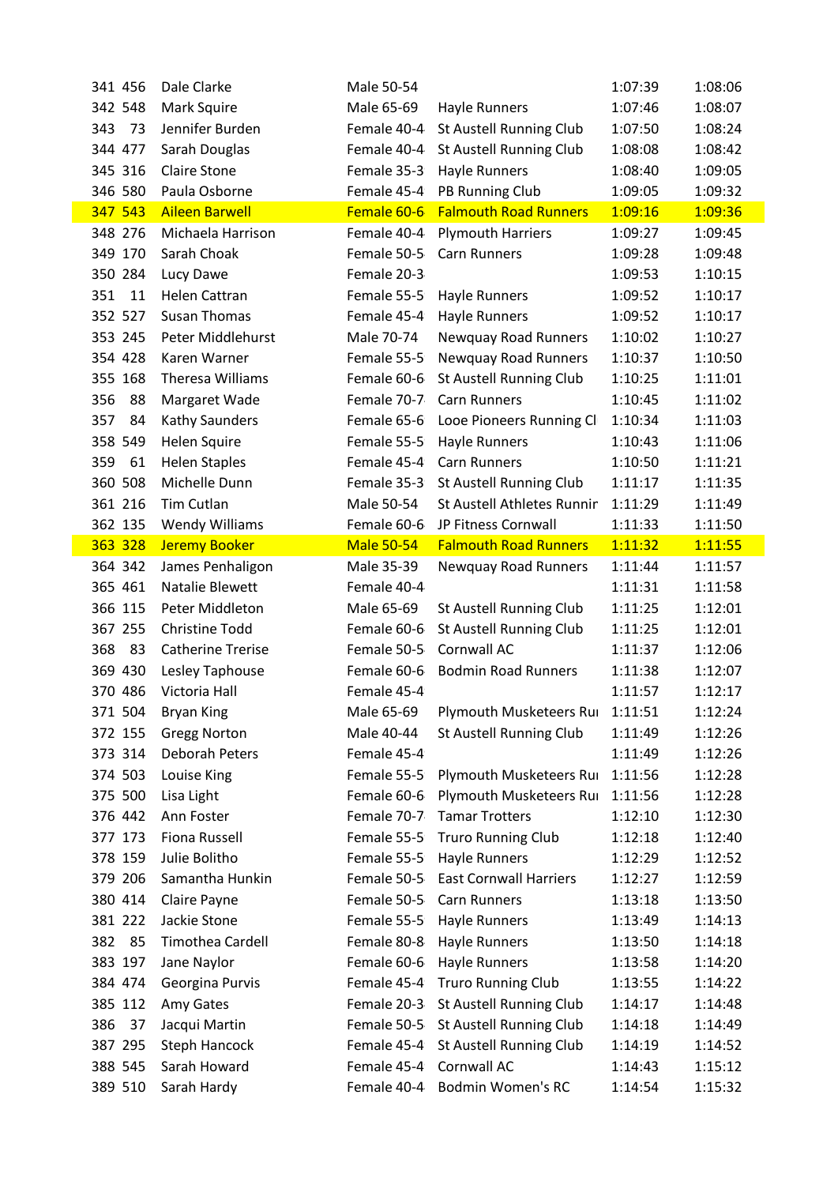| | | | | | | |
|---|---|---|---|---|---|---|
| 341 | 456 | Dale Clarke | Male 50-54 | | 1:07:39 | 1:08:06 |
| 342 | 548 | Mark Squire | Male 65-69 | Hayle Runners | 1:07:46 | 1:08:07 |
| 343 | 73 | Jennifer Burden | Female 40-4 | St Austell Running Club | 1:07:50 | 1:08:24 |
| 344 | 477 | Sarah Douglas | Female 40-4 | St Austell Running Club | 1:08:08 | 1:08:42 |
| 345 | 316 | Claire Stone | Female 35-3 | Hayle Runners | 1:08:40 | 1:09:05 |
| 346 | 580 | Paula Osborne | Female 45-4 | PB Running Club | 1:09:05 | 1:09:32 |
| 347 | 543 | Aileen Barwell | Female 60-6 | Falmouth Road Runners | 1:09:16 | 1:09:36 |
| 348 | 276 | Michaela Harrison | Female 40-4 | Plymouth Harriers | 1:09:27 | 1:09:45 |
| 349 | 170 | Sarah Choak | Female 50-5 | Carn Runners | 1:09:28 | 1:09:48 |
| 350 | 284 | Lucy Dawe | Female 20-3 | | 1:09:53 | 1:10:15 |
| 351 | 11 | Helen Cattran | Female 55-5 | Hayle Runners | 1:09:52 | 1:10:17 |
| 352 | 527 | Susan Thomas | Female 45-4 | Hayle Runners | 1:09:52 | 1:10:17 |
| 353 | 245 | Peter Middlehurst | Male 70-74 | Newquay Road Runners | 1:10:02 | 1:10:27 |
| 354 | 428 | Karen Warner | Female 55-5 | Newquay Road Runners | 1:10:37 | 1:10:50 |
| 355 | 168 | Theresa Williams | Female 60-6 | St Austell Running Club | 1:10:25 | 1:11:01 |
| 356 | 88 | Margaret Wade | Female 70-7 | Carn Runners | 1:10:45 | 1:11:02 |
| 357 | 84 | Kathy Saunders | Female 65-6 | Looe Pioneers Running Cl | 1:10:34 | 1:11:03 |
| 358 | 549 | Helen Squire | Female 55-5 | Hayle Runners | 1:10:43 | 1:11:06 |
| 359 | 61 | Helen Staples | Female 45-4 | Carn Runners | 1:10:50 | 1:11:21 |
| 360 | 508 | Michelle Dunn | Female 35-3 | St Austell Running Club | 1:11:17 | 1:11:35 |
| 361 | 216 | Tim Cutlan | Male 50-54 | St Austell Athletes Runnir | 1:11:29 | 1:11:49 |
| 362 | 135 | Wendy Williams | Female 60-6 | JP Fitness Cornwall | 1:11:33 | 1:11:50 |
| 363 | 328 | Jeremy Booker | Male 50-54 | Falmouth Road Runners | 1:11:32 | 1:11:55 |
| 364 | 342 | James Penhaligon | Male 35-39 | Newquay Road Runners | 1:11:44 | 1:11:57 |
| 365 | 461 | Natalie Blewett | Female 40-4 | | 1:11:31 | 1:11:58 |
| 366 | 115 | Peter Middleton | Male 65-69 | St Austell Running Club | 1:11:25 | 1:12:01 |
| 367 | 255 | Christine Todd | Female 60-6 | St Austell Running Club | 1:11:25 | 1:12:01 |
| 368 | 83 | Catherine Trerise | Female 50-5 | Cornwall AC | 1:11:37 | 1:12:06 |
| 369 | 430 | Lesley Taphouse | Female 60-6 | Bodmin Road Runners | 1:11:38 | 1:12:07 |
| 370 | 486 | Victoria Hall | Female 45-4 | | 1:11:57 | 1:12:17 |
| 371 | 504 | Bryan King | Male 65-69 | Plymouth Musketeers Rui | 1:11:51 | 1:12:24 |
| 372 | 155 | Gregg Norton | Male 40-44 | St Austell Running Club | 1:11:49 | 1:12:26 |
| 373 | 314 | Deborah Peters | Female 45-4 | | 1:11:49 | 1:12:26 |
| 374 | 503 | Louise King | Female 55-5 | Plymouth Musketeers Rui | 1:11:56 | 1:12:28 |
| 375 | 500 | Lisa Light | Female 60-6 | Plymouth Musketeers Rui | 1:11:56 | 1:12:28 |
| 376 | 442 | Ann Foster | Female 70-7 | Tamar Trotters | 1:12:10 | 1:12:30 |
| 377 | 173 | Fiona Russell | Female 55-5 | Truro Running Club | 1:12:18 | 1:12:40 |
| 378 | 159 | Julie Bolitho | Female 55-5 | Hayle Runners | 1:12:29 | 1:12:52 |
| 379 | 206 | Samantha Hunkin | Female 50-5 | East Cornwall Harriers | 1:12:27 | 1:12:59 |
| 380 | 414 | Claire Payne | Female 50-5 | Carn Runners | 1:13:18 | 1:13:50 |
| 381 | 222 | Jackie Stone | Female 55-5 | Hayle Runners | 1:13:49 | 1:14:13 |
| 382 | 85 | Timothea Cardell | Female 80-8 | Hayle Runners | 1:13:50 | 1:14:18 |
| 383 | 197 | Jane Naylor | Female 60-6 | Hayle Runners | 1:13:58 | 1:14:20 |
| 384 | 474 | Georgina Purvis | Female 45-4 | Truro Running Club | 1:13:55 | 1:14:22 |
| 385 | 112 | Amy Gates | Female 20-3 | St Austell Running Club | 1:14:17 | 1:14:48 |
| 386 | 37 | Jacqui Martin | Female 50-5 | St Austell Running Club | 1:14:18 | 1:14:49 |
| 387 | 295 | Steph Hancock | Female 45-4 | St Austell Running Club | 1:14:19 | 1:14:52 |
| 388 | 545 | Sarah Howard | Female 45-4 | Cornwall AC | 1:14:43 | 1:15:12 |
| 389 | 510 | Sarah Hardy | Female 40-4 | Bodmin Women's RC | 1:14:54 | 1:15:32 |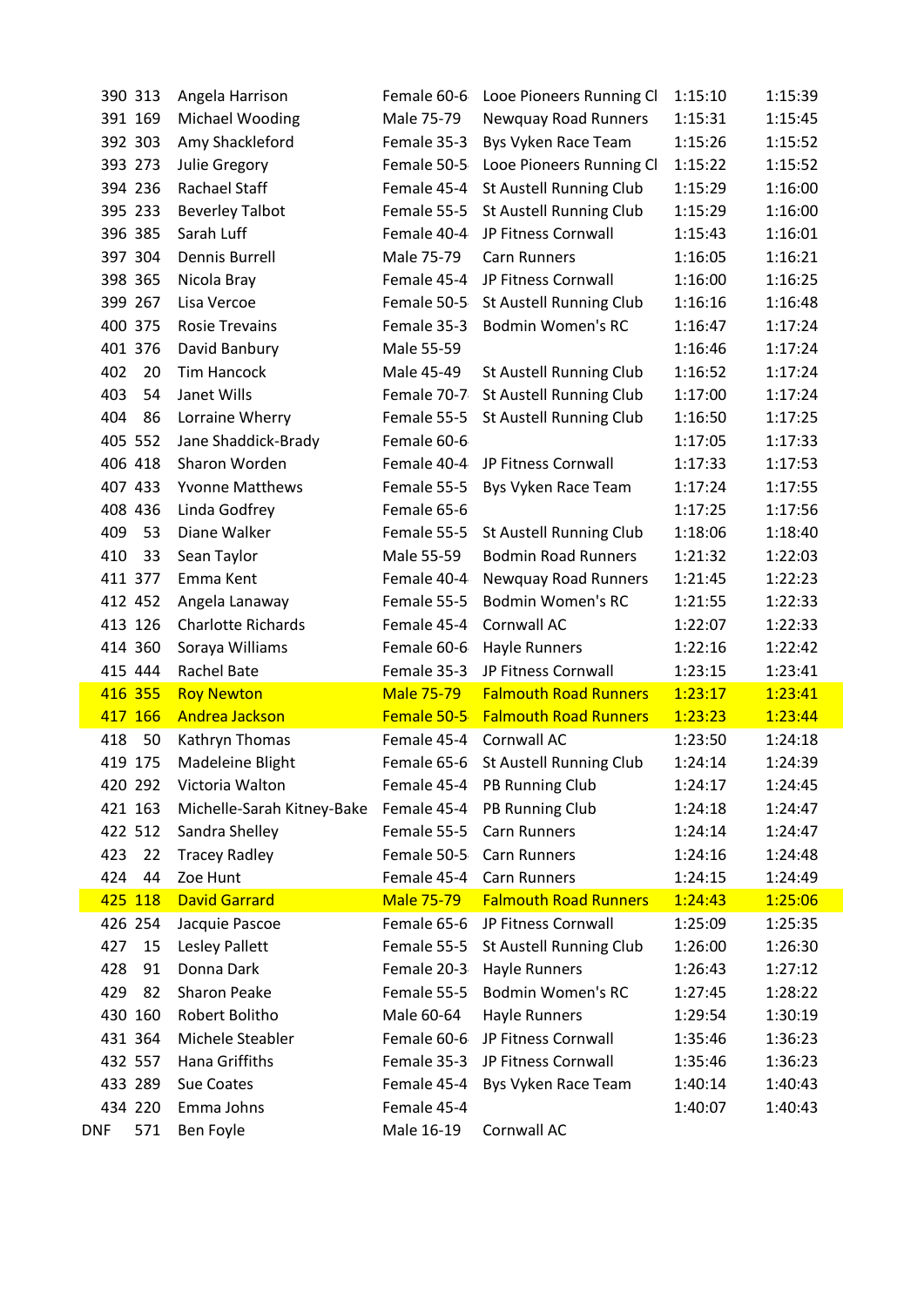| | | | | | | |
|---|---|---|---|---|---|---|
| 390 | 313 | Angela Harrison | Female 60-6 | Looe Pioneers Running Cl | 1:15:10 | 1:15:39 |
| 391 | 169 | Michael Wooding | Male 75-79 | Newquay Road Runners | 1:15:31 | 1:15:45 |
| 392 | 303 | Amy Shackleford | Female 35-3 | Bys Vyken Race Team | 1:15:26 | 1:15:52 |
| 393 | 273 | Julie Gregory | Female 50-5 | Looe Pioneers Running Cl | 1:15:22 | 1:15:52 |
| 394 | 236 | Rachael Staff | Female 45-4 | St Austell Running Club | 1:15:29 | 1:16:00 |
| 395 | 233 | Beverley Talbot | Female 55-5 | St Austell Running Club | 1:15:29 | 1:16:00 |
| 396 | 385 | Sarah Luff | Female 40-4 | JP Fitness Cornwall | 1:15:43 | 1:16:01 |
| 397 | 304 | Dennis Burrell | Male 75-79 | Carn Runners | 1:16:05 | 1:16:21 |
| 398 | 365 | Nicola Bray | Female 45-4 | JP Fitness Cornwall | 1:16:00 | 1:16:25 |
| 399 | 267 | Lisa Vercoe | Female 50-5 | St Austell Running Club | 1:16:16 | 1:16:48 |
| 400 | 375 | Rosie Trevains | Female 35-3 | Bodmin Women's RC | 1:16:47 | 1:17:24 |
| 401 | 376 | David Banbury | Male 55-59 | | 1:16:46 | 1:17:24 |
| 402 | 20 | Tim Hancock | Male 45-49 | St Austell Running Club | 1:16:52 | 1:17:24 |
| 403 | 54 | Janet Wills | Female 70-7 | St Austell Running Club | 1:17:00 | 1:17:24 |
| 404 | 86 | Lorraine Wherry | Female 55-5 | St Austell Running Club | 1:16:50 | 1:17:25 |
| 405 | 552 | Jane Shaddick-Brady | Female 60-6 | | 1:17:05 | 1:17:33 |
| 406 | 418 | Sharon Worden | Female 40-4 | JP Fitness Cornwall | 1:17:33 | 1:17:53 |
| 407 | 433 | Yvonne Matthews | Female 55-5 | Bys Vyken Race Team | 1:17:24 | 1:17:55 |
| 408 | 436 | Linda Godfrey | Female 65-6 | | 1:17:25 | 1:17:56 |
| 409 | 53 | Diane Walker | Female 55-5 | St Austell Running Club | 1:18:06 | 1:18:40 |
| 410 | 33 | Sean Taylor | Male 55-59 | Bodmin Road Runners | 1:21:32 | 1:22:03 |
| 411 | 377 | Emma Kent | Female 40-4 | Newquay Road Runners | 1:21:45 | 1:22:23 |
| 412 | 452 | Angela Lanaway | Female 55-5 | Bodmin Women's RC | 1:21:55 | 1:22:33 |
| 413 | 126 | Charlotte Richards | Female 45-4 | Cornwall AC | 1:22:07 | 1:22:33 |
| 414 | 360 | Soraya Williams | Female 60-6 | Hayle Runners | 1:22:16 | 1:22:42 |
| 415 | 444 | Rachel Bate | Female 35-3 | JP Fitness Cornwall | 1:23:15 | 1:23:41 |
| 416 | 355 | Roy Newton | Male 75-79 | Falmouth Road Runners | 1:23:17 | 1:23:41 |
| 417 | 166 | Andrea Jackson | Female 50-5 | Falmouth Road Runners | 1:23:23 | 1:23:44 |
| 418 | 50 | Kathryn Thomas | Female 45-4 | Cornwall AC | 1:23:50 | 1:24:18 |
| 419 | 175 | Madeleine Blight | Female 65-6 | St Austell Running Club | 1:24:14 | 1:24:39 |
| 420 | 292 | Victoria Walton | Female 45-4 | PB Running Club | 1:24:17 | 1:24:45 |
| 421 | 163 | Michelle-Sarah Kitney-Bake | Female 45-4 | PB Running Club | 1:24:18 | 1:24:47 |
| 422 | 512 | Sandra Shelley | Female 55-5 | Carn Runners | 1:24:14 | 1:24:47 |
| 423 | 22 | Tracey Radley | Female 50-5 | Carn Runners | 1:24:16 | 1:24:48 |
| 424 | 44 | Zoe Hunt | Female 45-4 | Carn Runners | 1:24:15 | 1:24:49 |
| 425 | 118 | David Garrard | Male 75-79 | Falmouth Road Runners | 1:24:43 | 1:25:06 |
| 426 | 254 | Jacquie Pascoe | Female 65-6 | JP Fitness Cornwall | 1:25:09 | 1:25:35 |
| 427 | 15 | Lesley Pallett | Female 55-5 | St Austell Running Club | 1:26:00 | 1:26:30 |
| 428 | 91 | Donna Dark | Female 20-3 | Hayle Runners | 1:26:43 | 1:27:12 |
| 429 | 82 | Sharon Peake | Female 55-5 | Bodmin Women's RC | 1:27:45 | 1:28:22 |
| 430 | 160 | Robert Bolitho | Male 60-64 | Hayle Runners | 1:29:54 | 1:30:19 |
| 431 | 364 | Michele Steabler | Female 60-6 | JP Fitness Cornwall | 1:35:46 | 1:36:23 |
| 432 | 557 | Hana Griffiths | Female 35-3 | JP Fitness Cornwall | 1:35:46 | 1:36:23 |
| 433 | 289 | Sue Coates | Female 45-4 | Bys Vyken Race Team | 1:40:14 | 1:40:43 |
| 434 | 220 | Emma Johns | Female 45-4 | | 1:40:07 | 1:40:43 |
| DNF | 571 | Ben Foyle | Male 16-19 | Cornwall AC | | |